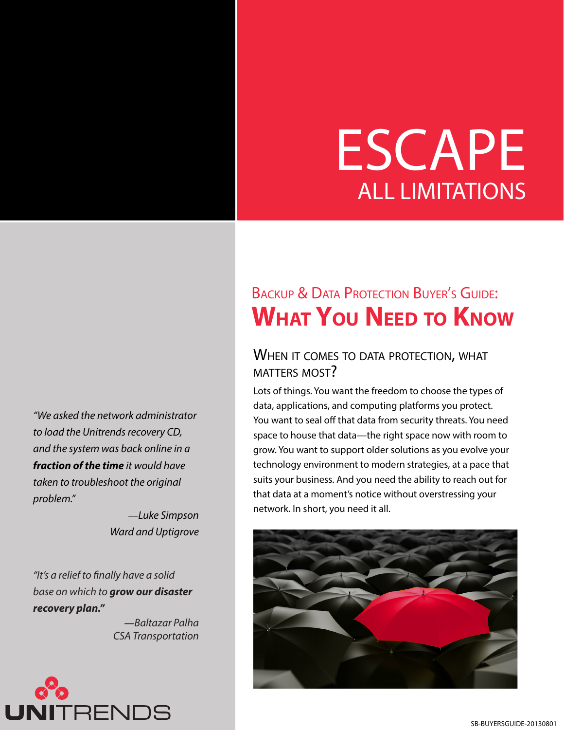# ESCAPE

## ALL LIMITATIONS

## Backup & Data Protection Buyer's Guide:

# What You Need to Know

### When it comes to data protection, what matters most?

Lots of things. You want the freedom to choose the types of data, applications, and computing platforms you protect. You want to seal off that data from security threats. You need space to house that data—the right space now with room to grow. You want to support older solutions as you evolve your technology environment to modern strategies, at a pace that suits your business. And you need the ability to reach out for that data at a moment's notice without overstressing your network. In short, you need it all.

*"We asked the network administrator to load the Unitrends recovery CD, and the system was back online in a **fraction of the time** it would have taken to troubleshoot the original problem."*

*—Luke Simpson*
*Ward and Uptigrove*

*"It's a relief to finally have a solid base on which to **grow our disaster recovery plan.**"*

*—Baltazar Palha*
*CSA Transportation*

UNITRENDS

SB-BUYERSGUIDE-20130801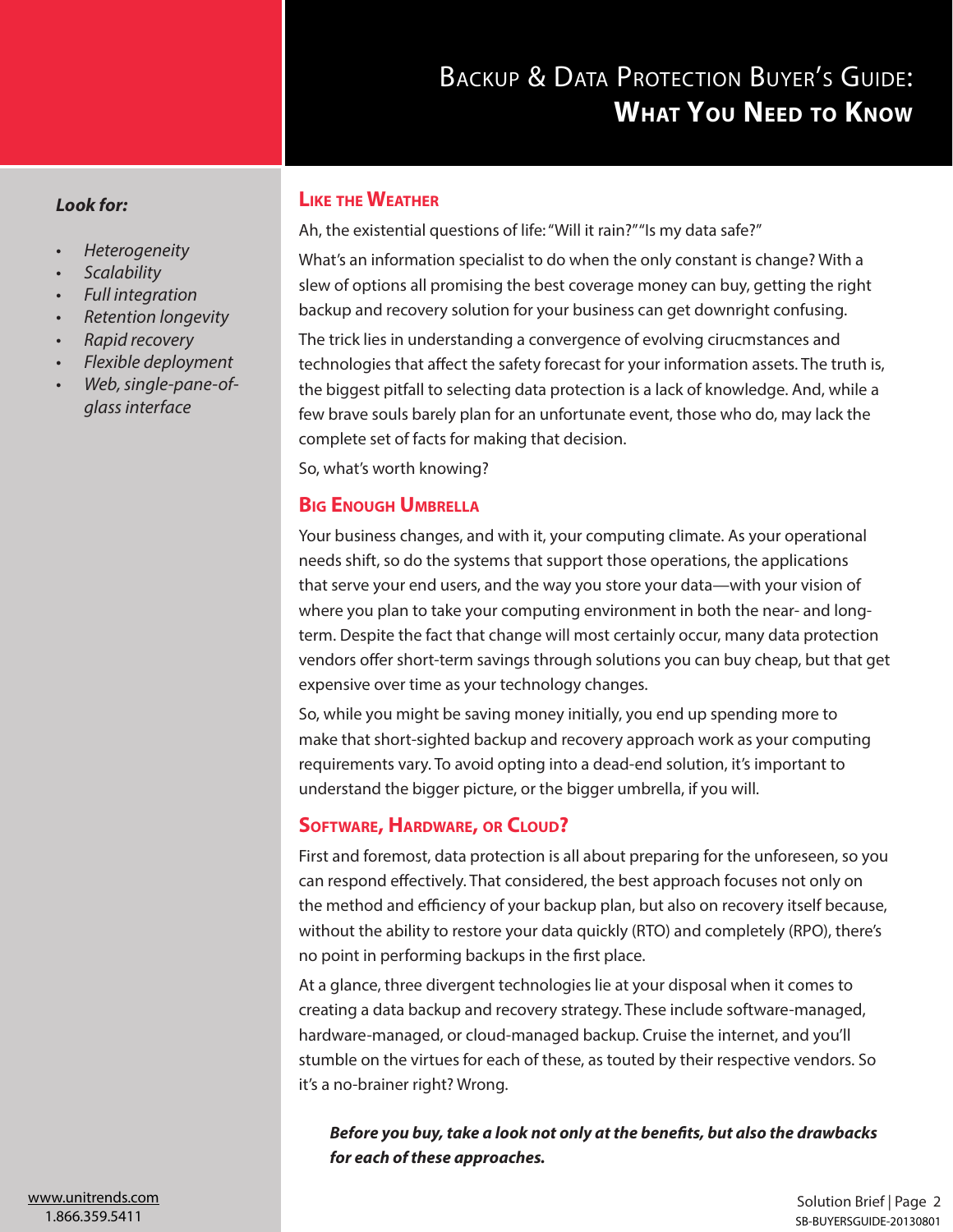# Backup & Data Protection Buyer's Guide: What You Need to Know

***Look for:***

- *Heterogeneity*
- *Scalability*
- *Full integration*
- *Retention longevity*
- *Rapid recovery*
- *Flexible deployment*
- *Web, single-pane-of-glass interface*

## Like the Weather

Ah, the existential questions of life: "Will it rain?" "Is my data safe?"

What's an information specialist to do when the only constant is change? With a slew of options all promising the best coverage money can buy, getting the right backup and recovery solution for your business can get downright confusing.

The trick lies in understanding a convergence of evolving cirucmstances and technologies that affect the safety forecast for your information assets. The truth is, the biggest pitfall to selecting data protection is a lack of knowledge. And, while a few brave souls barely plan for an unfortunate event, those who do, may lack the complete set of facts for making that decision.

So, what's worth knowing?

## Big Enough Umbrella

Your business changes, and with it, your computing climate. As your operational needs shift, so do the systems that support those operations, the applications that serve your end users, and the way you store your data—with your vision of where you plan to take your computing environment in both the near- and long-term. Despite the fact that change will most certainly occur, many data protection vendors offer short-term savings through solutions you can buy cheap, but that get expensive over time as your technology changes.

So, while you might be saving money initially, you end up spending more to make that short-sighted backup and recovery approach work as your computing requirements vary. To avoid opting into a dead-end solution, it's important to understand the bigger picture, or the bigger umbrella, if you will.

## Software, Hardware, or Cloud?

First and foremost, data protection is all about preparing for the unforeseen, so you can respond effectively. That considered, the best approach focuses not only on the method and efficiency of your backup plan, but also on recovery itself because, without the ability to restore your data quickly (RTO) and completely (RPO), there's no point in performing backups in the first place.

At a glance, three divergent technologies lie at your disposal when it comes to creating a data backup and recovery strategy. These include software-managed, hardware-managed, or cloud-managed backup. Cruise the internet, and you'll stumble on the virtues for each of these, as touted by their respective vendors. So it's a no-brainer right? Wrong.

***Before you buy, take a look not only at the benefits, but also the drawbacks for each of these approaches.***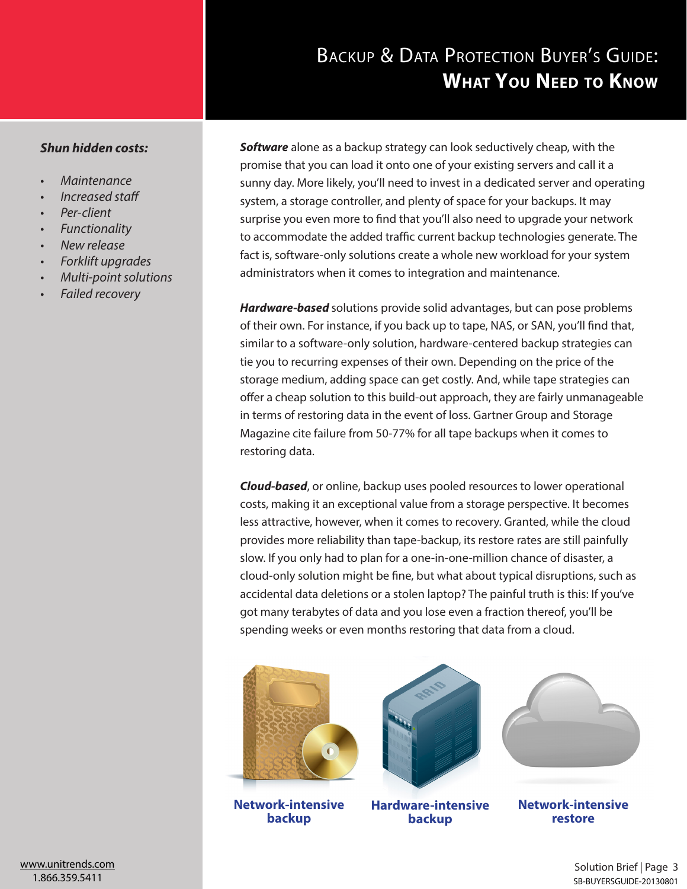# Backup & Data Protection Buyer's Guide: What You Need to Know

***Shun hidden costs:***

- *Maintenance*
- *Increased staff*
- *Per-client*
- *Functionality*
- *New release*
- *Forklift upgrades*
- *Multi-point solutions*
- *Failed recovery*

***Software*** alone as a backup strategy can look seductively cheap, with the promise that you can load it onto one of your existing servers and call it a sunny day. More likely, you'll need to invest in a dedicated server and operating system, a storage controller, and plenty of space for your backups. It may surprise you even more to find that you'll also need to upgrade your network to accommodate the added traffic current backup technologies generate. The fact is, software-only solutions create a whole new workload for your system administrators when it comes to integration and maintenance.

***Hardware-based*** solutions provide solid advantages, but can pose problems of their own. For instance, if you back up to tape, NAS, or SAN, you'll find that, similar to a software-only solution, hardware-centered backup strategies can tie you to recurring expenses of their own. Depending on the price of the storage medium, adding space can get costly. And, while tape strategies can offer a cheap solution to this build-out approach, they are fairly unmanageable in terms of restoring data in the event of loss. Gartner Group and Storage Magazine cite failure from 50-77% for all tape backups when it comes to restoring data.

***Cloud-based***, or online, backup uses pooled resources to lower operational costs, making it an exceptional value from a storage perspective. It becomes less attractive, however, when it comes to recovery. Granted, while the cloud provides more reliability than tape-backup, its restore rates are still painfully slow. If you only had to plan for a one-in-one-million chance of disaster, a cloud-only solution might be fine, but what about typical disruptions, such as accidental data deletions or a stolen laptop? The painful truth is this: If you've got many terabytes of data and you lose even a fraction thereof, you'll be spending weeks or even months restoring that data from a cloud.

**Network-intensive backup** | **Hardware-intensive backup** | **Network-intensive restore**

www.unitrends.com
1.866.359.5411

SB-BUYERSGUIDE-20130801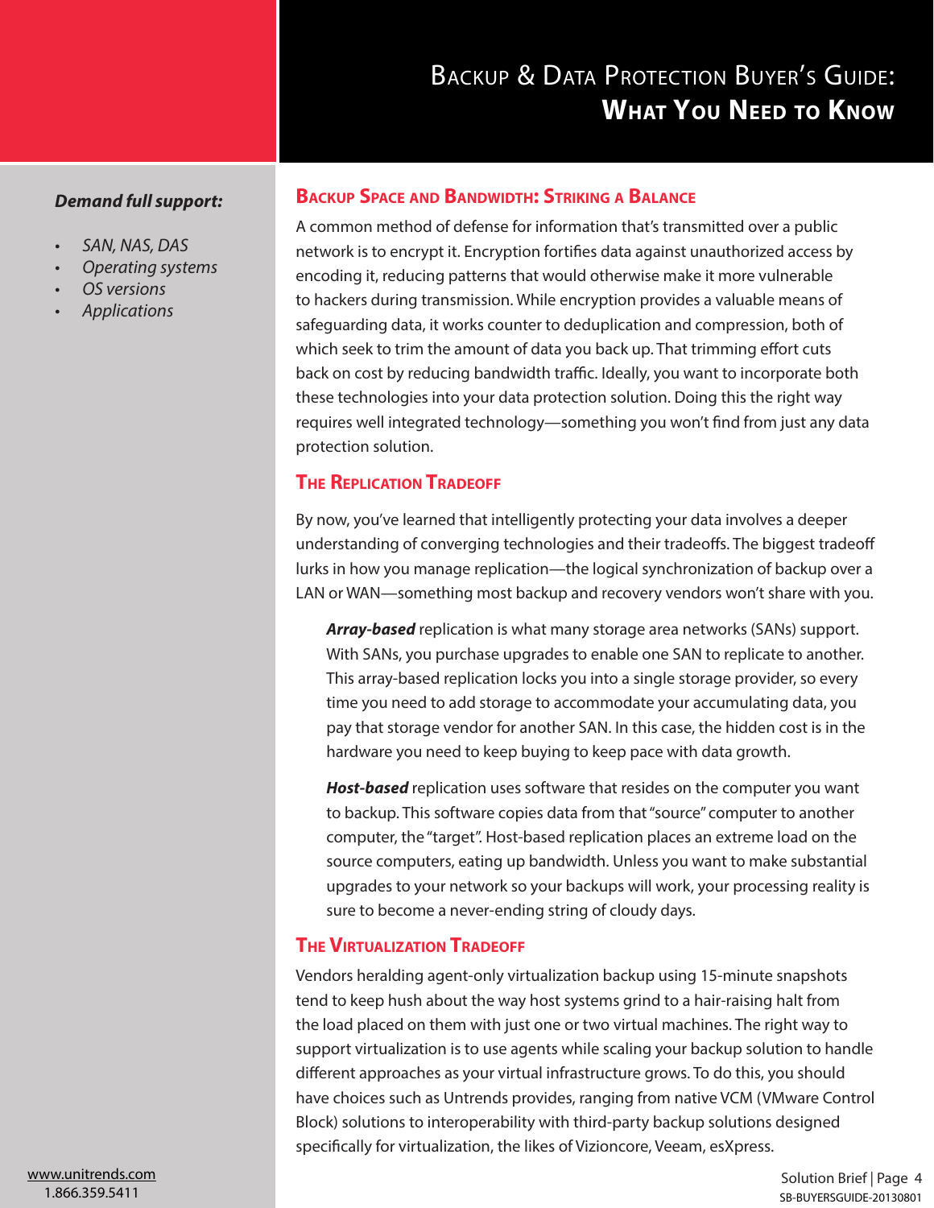*Demand full support:*

- *SAN, NAS, DAS*
- *Operating systems*
- *OS versions*
- *Applications*

## Backup Space and Bandwidth: Striking a Balance

A common method of defense for information that's transmitted over a public network is to encrypt it. Encryption fortifies data against unauthorized access by encoding it, reducing patterns that would otherwise make it more vulnerable to hackers during transmission. While encryption provides a valuable means of safeguarding data, it works counter to deduplication and compression, both of which seek to trim the amount of data you back up. That trimming effort cuts back on cost by reducing bandwidth traffic. Ideally, you want to incorporate both these technologies into your data protection solution. Doing this the right way requires well integrated technology—something you won't find from just any data protection solution.

## The Replication Tradeoff

By now, you've learned that intelligently protecting your data involves a deeper understanding of converging technologies and their tradeoffs. The biggest tradeoff lurks in how you manage replication—the logical synchronization of backup over a LAN or WAN—something most backup and recovery vendors won't share with you.

***Array-based*** replication is what many storage area networks (SANs) support. With SANs, you purchase upgrades to enable one SAN to replicate to another. This array-based replication locks you into a single storage provider, so every time you need to add storage to accommodate your accumulating data, you pay that storage vendor for another SAN. In this case, the hidden cost is in the hardware you need to keep buying to keep pace with data growth.

***Host-based*** replication uses software that resides on the computer you want to backup. This software copies data from that "source" computer to another computer, the "target". Host-based replication places an extreme load on the source computers, eating up bandwidth. Unless you want to make substantial upgrades to your network so your backups will work, your processing reality is sure to become a never-ending string of cloudy days.

## The Virtualization Tradeoff

Vendors heralding agent-only virtualization backup using 15-minute snapshots tend to keep hush about the way host systems grind to a hair-raising halt from the load placed on them with just one or two virtual machines. The right way to support virtualization is to use agents while scaling your backup solution to handle different approaches as your virtual infrastructure grows. To do this, you should have choices such as Untrends provides, ranging from native VCM (VMware Control Block) solutions to interoperability with third-party backup solutions designed specifically for virtualization, the likes of Vizioncore, Veeam, esXpress.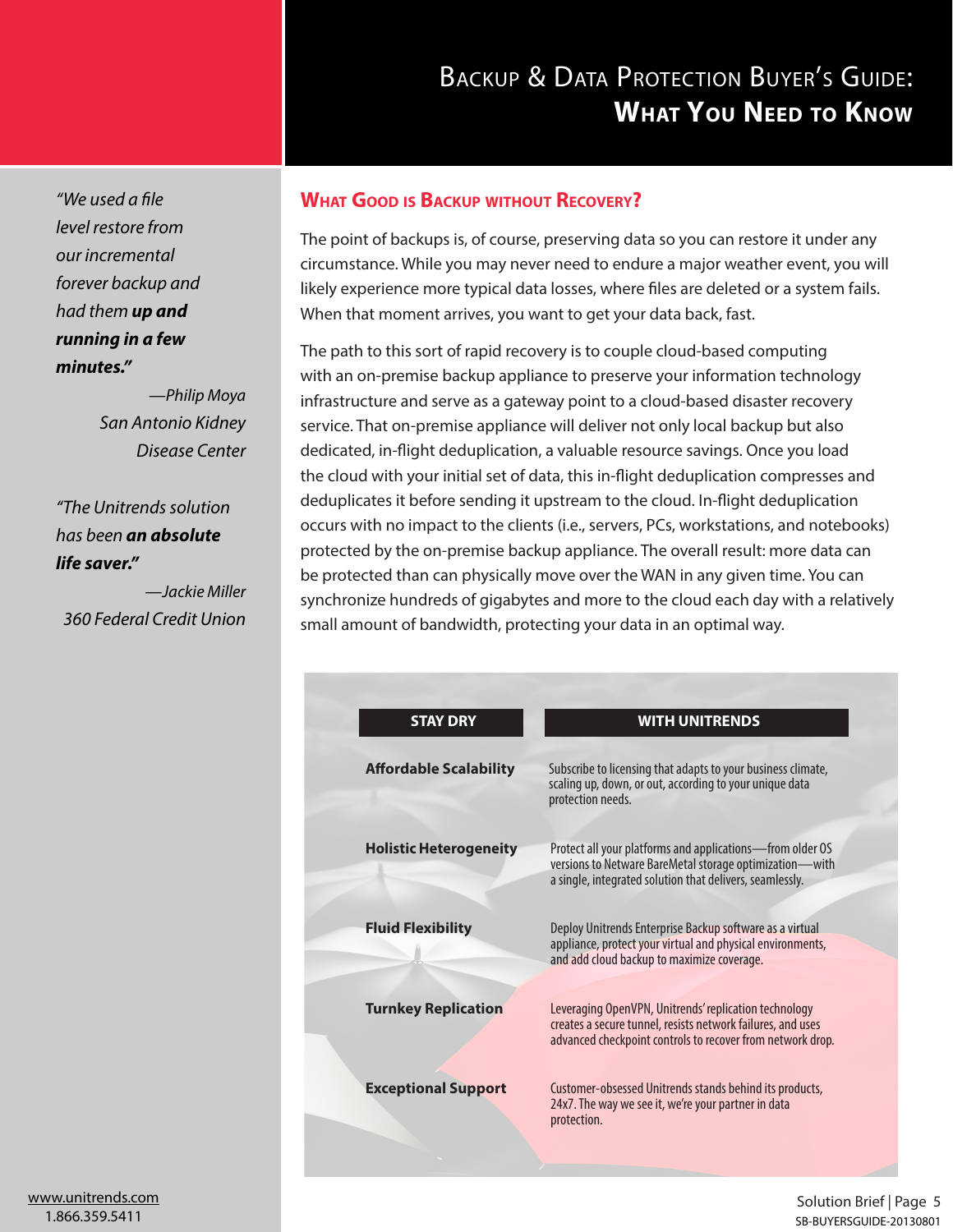# Backup & Data Protection Buyer's Guide: What You Need to Know

## What Good is Backup without Recovery?

The point of backups is, of course, preserving data so you can restore it under any circumstance. While you may never need to endure a major weather event, you will likely experience more typical data losses, where files are deleted or a system fails. When that moment arrives, you want to get your data back, fast.

The path to this sort of rapid recovery is to couple cloud-based computing with an on-premise backup appliance to preserve your information technology infrastructure and serve as a gateway point to a cloud-based disaster recovery service. That on-premise appliance will deliver not only local backup but also dedicated, in-flight deduplication, a valuable resource savings. Once you load the cloud with your initial set of data, this in-flight deduplication compresses and deduplicates it before sending it upstream to the cloud. In-flight deduplication occurs with no impact to the clients (i.e., servers, PCs, workstations, and notebooks) protected by the on-premise backup appliance. The overall result: more data can be protected than can physically move over the WAN in any given time. You can synchronize hundreds of gigabytes and more to the cloud each day with a relatively small amount of bandwidth, protecting your data in an optimal way.

| STAY DRY | WITH UNITRENDS |
| --- | --- |
| **Affordable Scalability** | Subscribe to licensing that adapts to your business climate, scaling up, down, or out, according to your unique data protection needs. |
| **Holistic Heterogeneity** | Protect all your platforms and applications—from older OS versions to Netware BareMetal storage optimization—with a single, integrated solution that delivers, seamlessly. |
| **Fluid Flexibility** | Deploy Unitrends Enterprise Backup software as a virtual appliance, protect your virtual and physical environments, and add cloud backup to maximize coverage. |
| **Turnkey Replication** | Leveraging OpenVPN, Unitrends' replication technology creates a secure tunnel, resists network failures, and uses advanced checkpoint controls to recover from network drop. |
| **Exceptional Support** | Customer-obsessed Unitrends stands behind its products, 24x7. The way we see it, we're your partner in data protection. |

*"We used a file level restore from our incremental forever backup and had them **up and running in a few minutes.**"*

*—Philip Moya*
*San Antonio Kidney Disease Center*

*"The Unitrends solution has been **an absolute life saver.**"*

*—Jackie Miller*
*360 Federal Credit Union*

www.unitrends.com
1.866.359.5411

SB-BUYERSGUIDE-20130801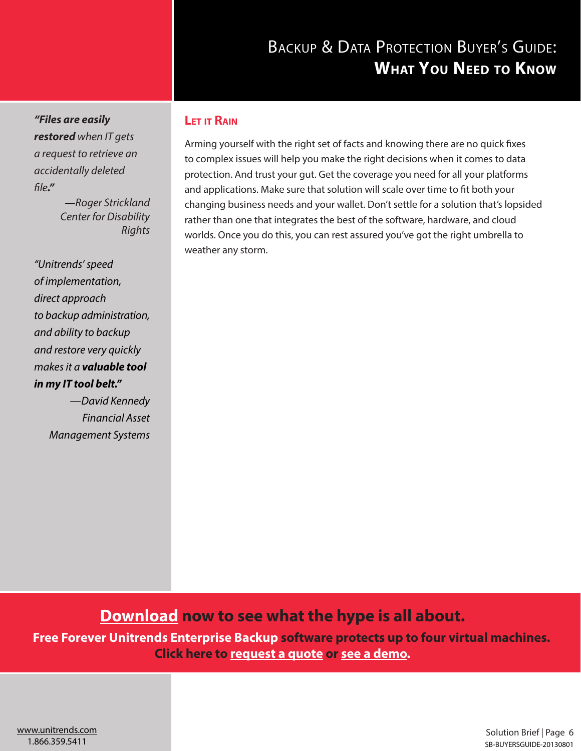## Let it Rain

Arming yourself with the right set of facts and knowing there are no quick fixes to complex issues will help you make the right decisions when it comes to data protection. And trust your gut. Get the coverage you need for all your platforms and applications. Make sure that solution will scale over time to fit both your changing business needs and your wallet. Don't settle for a solution that's lopsided rather than one that integrates the best of the software, hardware, and cloud worlds. Once you do this, you can rest assured you've got the right umbrella to weather any storm.

*"**Files are easily restored** when IT gets a request to retrieve an accidentally deleted file."*

—*Roger Strickland*
*Center for Disability Rights*

*"Unitrends' speed of implementation, direct approach to backup administration, and ability to backup and restore very quickly makes it a **valuable tool in my IT tool belt.**"*

—*David Kennedy*
*Financial Asset Management Systems*

**Download now to see what the hype is all about.**

**Free Forever Unitrends Enterprise Backup software protects up to four virtual machines.**
**Click here to request a quote or see a demo.**

www.unitrends.com
1.866.359.5411

Solution Brief
SB-BUYERSGUIDE-20130801